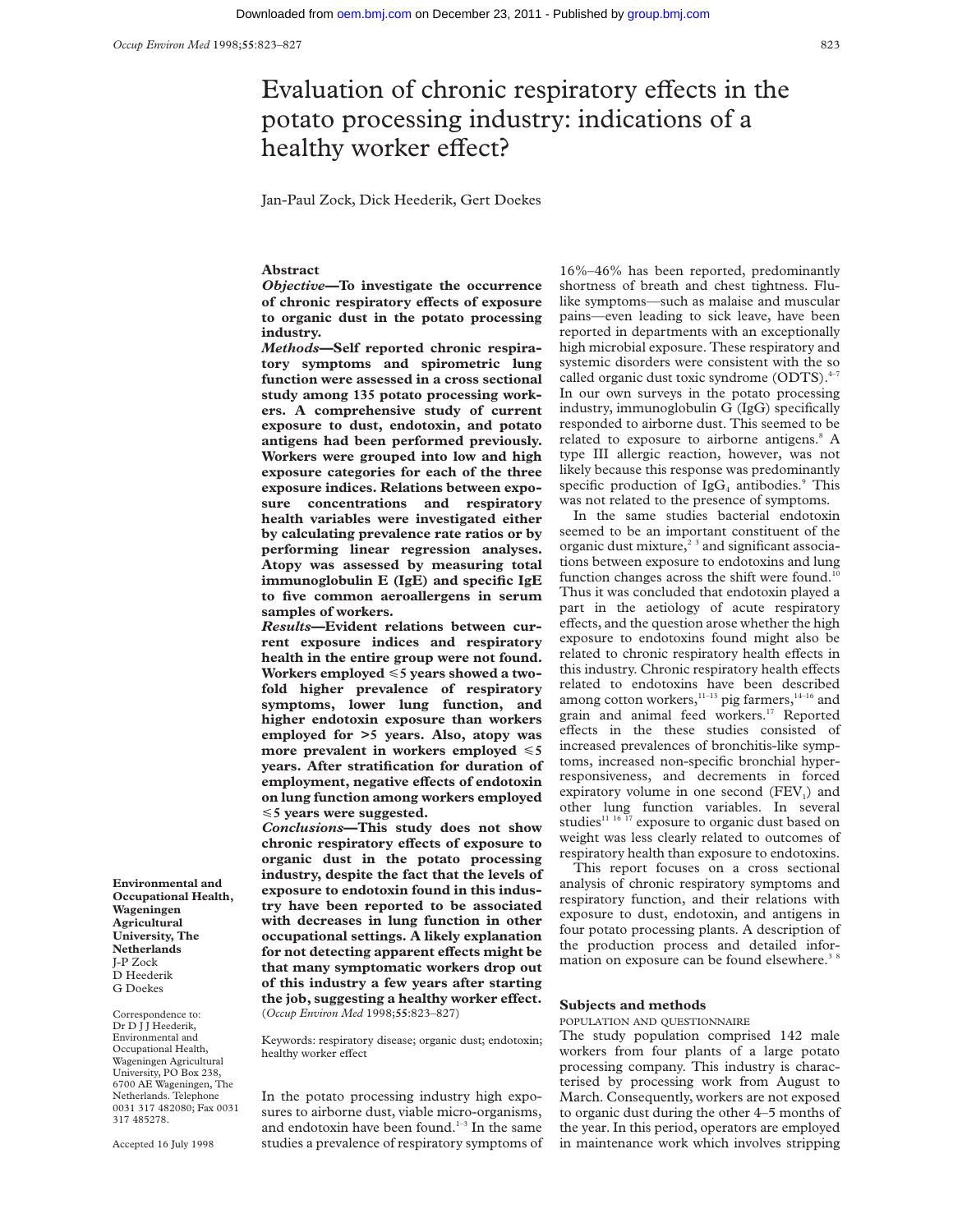# Evaluation of chronic respiratory effects in the potato processing industry: indications of a healthy worker effect?

Jan-Paul Zock, Dick Heederik, Gert Doekes

**Environmental and Occupational Health, Wageningen Agricultural University, The Netherlands**
J-P Zock
D Heederik
G Doekes

Correspondence to: Dr D J J Heederik, Environmental and Occupational Health, Wageningen Agricultural University, PO Box 238, 6700 AE Wageningen, The Netherlands. Telephone 0031 317 482080; Fax 0031 317 485278.

Accepted 16 July 1998

## Abstract

***Objective*—To investigate the occurrence of chronic respiratory effects of exposure to organic dust in the potato processing industry.**

***Methods*—Self reported chronic respiratory symptoms and spirometric lung function were assessed in a cross sectional study among 135 potato processing workers. A comprehensive study of current exposure to dust, endotoxin, and potato antigens had been performed previously. Workers were grouped into low and high exposure categories for each of the three exposure indices. Relations between exposure concentrations and respiratory health variables were investigated either by calculating prevalence rate ratios or by performing linear regression analyses. Atopy was assessed by measuring total immunoglobulin E (IgE) and specific IgE to five common aeroallergens in serum samples of workers.**

***Results*—Evident relations between current exposure indices and respiratory health in the entire group were not found. Workers employed ≤5 years showed a twofold higher prevalence of respiratory symptoms, lower lung function, and higher endotoxin exposure than workers employed for >5 years. Also, atopy was more prevalent in workers employed ≤5 years. After stratification for duration of employment, negative effects of endotoxin on lung function among workers employed ≤5 years were suggested.**

***Conclusions*—This study does not show chronic respiratory effects of exposure to organic dust in the potato processing industry, despite the fact that the levels of exposure to endotoxin found in this industry have been reported to be associated with decreases in lung function in other occupational settings. A likely explanation for not detecting apparent effects might be that many symptomatic workers drop out of this industry a few years after starting the job, suggesting a healthy worker effect.**
(*Occup Environ Med* 1998;**55**:823–827)

Keywords: respiratory disease; organic dust; endotoxin; healthy worker effect

In the potato processing industry high exposures to airborne dust, viable micro-organisms, and endotoxin have been found.[1–3] In the same studies a prevalence of respiratory symptoms of 16%–46% has been reported, predominantly shortness of breath and chest tightness. Flu-like symptoms—such as malaise and muscular pains—even leading to sick leave, have been reported in departments with an exceptionally high microbial exposure. These respiratory and systemic disorders were consistent with the so called organic dust toxic syndrome (ODTS).[4–7] In our own surveys in the potato processing industry, immunoglobulin G (IgG) specifically responded to airborne dust. This seemed to be related to exposure to airborne antigens.[8] A type III allergic reaction, however, was not likely because this response was predominantly specific production of $IgG_4$ antibodies.[9] This was not related to the presence of symptoms.

In the same studies bacterial endotoxin seemed to be an important constituent of the organic dust mixture,[2 3] and significant associations between exposure to endotoxins and lung function changes across the shift were found.[10] Thus it was concluded that endotoxin played a part in the aetiology of acute respiratory effects, and the question arose whether the high exposure to endotoxins found might also be related to chronic respiratory health effects in this industry. Chronic respiratory health effects related to endotoxins have been described among cotton workers,[11–13] pig farmers,[14–16] and grain and animal feed workers.[17] Reported effects in the these studies consisted of increased prevalences of bronchitis-like symptoms, increased non-specific bronchial hyperresponsiveness, and decrements in forced expiratory volume in one second ($FEV_1$) and other lung function variables. In several studies[11 16 17] exposure to organic dust based on weight was less clearly related to outcomes of respiratory health than exposure to endotoxins.

This report focuses on a cross sectional analysis of chronic respiratory symptoms and respiratory function, and their relations with exposure to dust, endotoxin, and antigens in four potato processing plants. A description of the production process and detailed information on exposure can be found elsewhere.[3 8]

## Subjects and methods

### POPULATION AND QUESTIONNAIRE

The study population comprised 142 male workers from four plants of a large potato processing company. This industry is characterised by processing work from August to March. Consequently, workers are not exposed to organic dust during the other 4–5 months of the year. In this period, operators are employed in maintenance work which involves stripping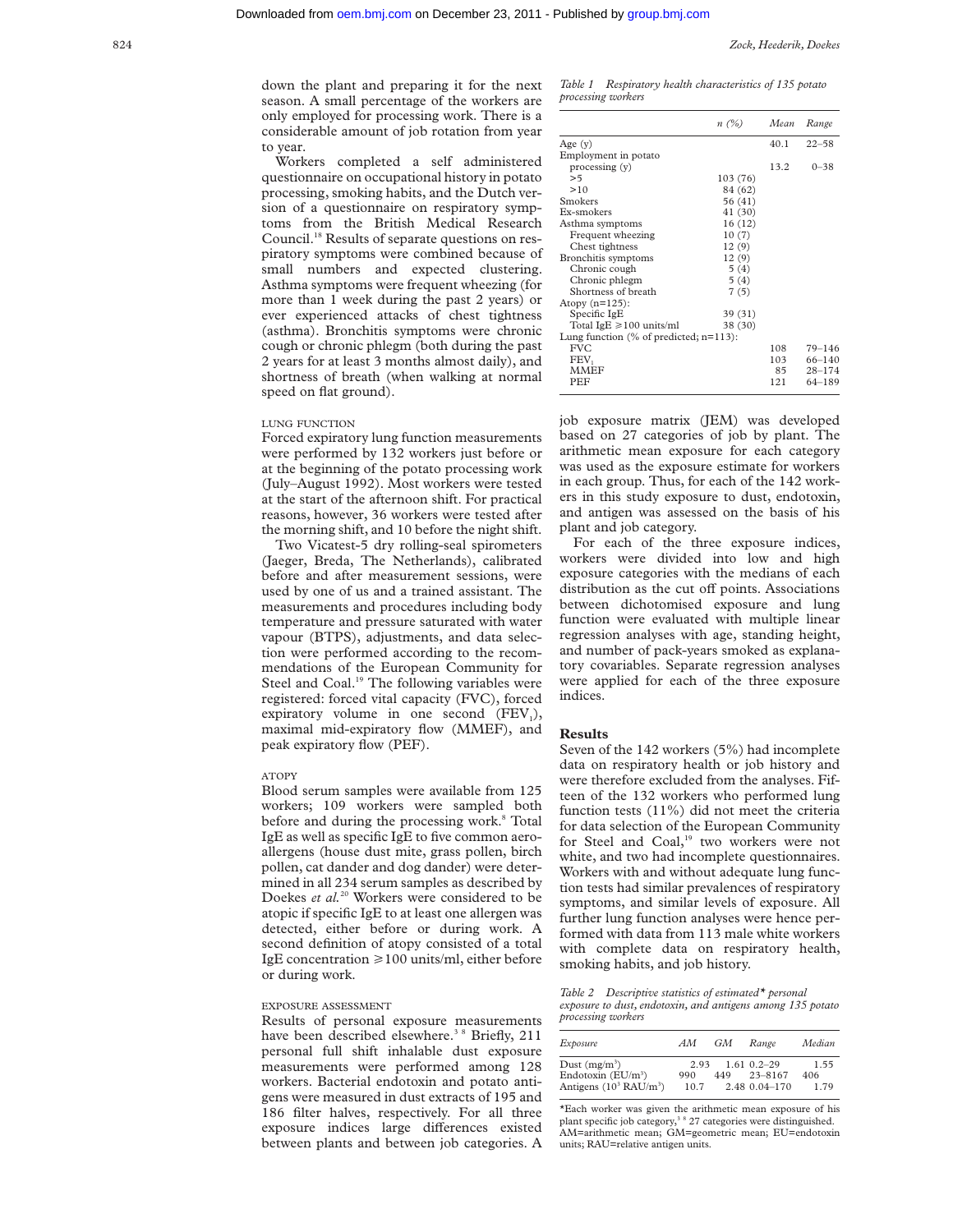down the plant and preparing it for the next season. A small percentage of the workers are only employed for processing work. There is a considerable amount of job rotation from year to year.

Workers completed a self administered questionnaire on occupational history in potato processing, smoking habits, and the Dutch version of a questionnaire on respiratory symptoms from the British Medical Research Council.[18] Results of separate questions on respiratory symptoms were combined because of small numbers and expected clustering. Asthma symptoms were frequent wheezing (for more than 1 week during the past 2 years) or ever experienced attacks of chest tightness (asthma). Bronchitis symptoms were chronic cough or chronic phlegm (both during the past 2 years for at least 3 months almost daily), and shortness of breath (when walking at normal speed on flat ground).

### LUNG FUNCTION

Forced expiratory lung function measurements were performed by 132 workers just before or at the beginning of the potato processing work (July–August 1992). Most workers were tested at the start of the afternoon shift. For practical reasons, however, 36 workers were tested after the morning shift, and 10 before the night shift.

Two Vicatest-5 dry rolling-seal spirometers (Jaeger, Breda, The Netherlands), calibrated before and after measurement sessions, were used by one of us and a trained assistant. The measurements and procedures including body temperature and pressure saturated with water vapour (BTPS), adjustments, and data selection were performed according to the recommendations of the European Community for Steel and Coal.[19] The following variables were registered: forced vital capacity (FVC), forced expiratory volume in one second ($FEV_1$), maximal mid-expiratory flow (MMEF), and peak expiratory flow (PEF).

### ATOPY

Blood serum samples were available from 125 workers; 109 workers were sampled both before and during the processing work.[8] Total IgE as well as specific IgE to five common aeroallergens (house dust mite, grass pollen, birch pollen, cat dander and dog dander) were determined in all 234 serum samples as described by Doekes *et al.*[20] Workers were considered to be atopic if specific IgE to at least one allergen was detected, either before or during work. A second definition of atopy consisted of a total IgE concentration ⩾100 units/ml, either before or during work.

### EXPOSURE ASSESSMENT

Results of personal exposure measurements have been described elsewhere.[3 8] Briefly, 211 personal full shift inhalable dust exposure measurements were performed among 128 workers. Bacterial endotoxin and potato antigens were measured in dust extracts of 195 and 186 filter halves, respectively. For all three exposure indices large differences existed between plants and between job categories. A job exposure matrix (JEM) was developed based on 27 categories of job by plant. The arithmetic mean exposure for each category was used as the exposure estimate for workers in each group. Thus, for each of the 142 workers in this study exposure to dust, endotoxin, and antigen was assessed on the basis of his plant and job category.

For each of the three exposure indices, workers were divided into low and high exposure categories with the medians of each distribution as the cut off points. Associations between dichotomised exposure and lung function were evaluated with multiple linear regression analyses with age, standing height, and number of pack-years smoked as explanatory covariables. Separate regression analyses were applied for each of the three exposure indices.

*Table 1 Respiratory health characteristics of 135 potato processing workers*

| | n (%) | Mean | Range |
|---|---|---|---|
| Age (y) | | 40.1 | 22–58 |
| Employment in potato processing (y) | | 13.2 | 0–38 |
| >5 | 103 (76) | | |
| >10 | 84 (62) | | |
| Smokers | 56 (41) | | |
| Ex-smokers | 41 (30) | | |
| Asthma symptoms | 16 (12) | | |
| Frequent wheezing | 10 (7) | | |
| Chest tightness | 12 (9) | | |
| Bronchitis symptoms | 12 (9) | | |
| Chronic cough | 5 (4) | | |
| Chronic phlegm | 5 (4) | | |
| Shortness of breath | 7 (5) | | |
| Atopy (n=125): | | | |
| Specific IgE | 39 (31) | | |
| Total IgE ⩾100 units/ml | 38 (30) | | |
| Lung function (% of predicted; n=113): | | | |
| FVC | | 108 | 79–146 |
| $FEV_1$ | | 103 | 66–140 |
| MMEF | | 85 | 28–174 |
| PEF | | 121 | 64–189 |

## Results

Seven of the 142 workers (5%) had incomplete data on respiratory health or job history and were therefore excluded from the analyses. Fifteen of the 132 workers who performed lung function tests (11%) did not meet the criteria for data selection of the European Community for Steel and Coal,[19] two workers were not white, and two had incomplete questionnaires. Workers with and without adequate lung function tests had similar prevalences of respiratory symptoms, and similar levels of exposure. All further lung function analyses were hence performed with data from 113 male white workers with complete data on respiratory health, smoking habits, and job history.

*Table 2 Descriptive statistics of estimated\* personal exposure to dust, endotoxin, and antigens among 135 potato processing workers*

| Exposure | AM | GM | Range | Median |
|---|---|---|---|---|
| Dust ($mg/m^3$) | 2.93 | 1.61 | 0.2–29 | 1.55 |
| Endotoxin ($EU/m^3$) | 990 | 449 | 23–8167 | 406 |
| Antigens ($10^3$ $RAU/m^3$) | 10.7 | 2.48 | 0.04–170 | 1.79 |

\*Each worker was given the arithmetic mean exposure of his plant specific job category,[3 8] 27 categories were distinguished. AM=arithmetic mean; GM=geometric mean; EU=endotoxin units; RAU=relative antigen units.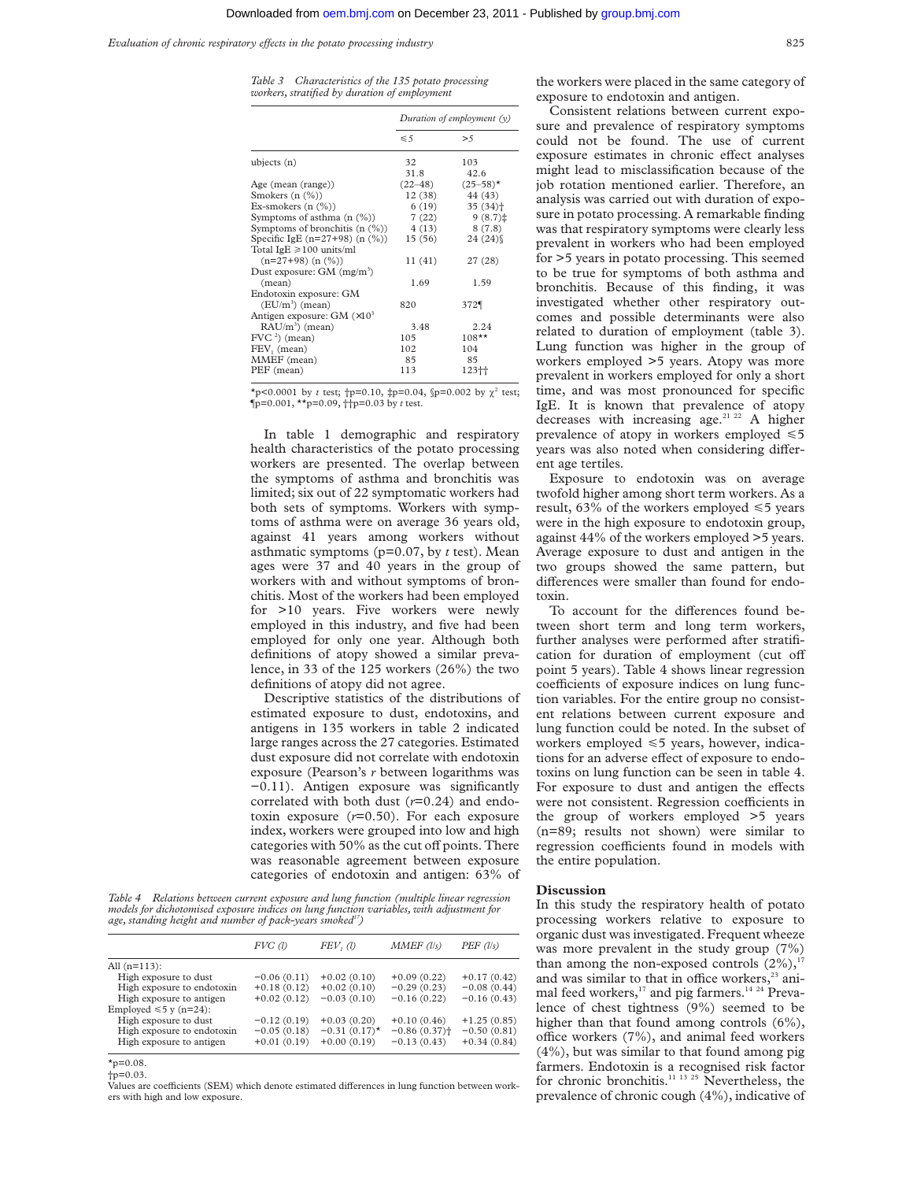Table 3 Characteristics of the 135 potato processing workers, stratified by duration of employment

| | Duration of employment (y) | |
|---|---|---|
| | ≤5 | >5 |
| ubjects (n) | 32 | 103 |
| Age (mean (range)) | 31.8 (22–48) | 42.6 (25–58)* |
| Smokers (n (%)) | 12 (38) | 44 (43) |
| Ex-smokers (n (%)) | 6 (19) | 35 (34)† |
| Symptoms of asthma (n (%)) | 7 (22) | 9 (8.7)‡ |
| Symptoms of bronchitis (n (%)) | 4 (13) | 8 (7.8) |
| Specific IgE (n=27+98) (n (%)) | 15 (56) | 24 (24)§ |
| Total IgE ≥100 units/ml (n=27+98) (n (%)) | 11 (41) | 27 (28) |
| Dust exposure: GM ($mg/m^3$) (mean) | 1.69 | 1.59 |
| Endotoxin exposure: GM ($EU/m^3$) (mean) | 820 | 372¶ |
| Antigen exposure: GM ($\times 10^3$ $RAU/m^3$) (mean) | 3.48 | 2.24 |
| FVC $^2$) (mean) | 105 | 108** |
| $FEV_1$ (mean) | 102 | 104 |
| MMEF (mean) | 85 | 85 |
| PEF (mean) | 113 | 123†† |

*p<0.0001 by *t* test; †p=0.10, ‡p=0.04, §p=0.002 by $\chi^2$ test; ¶p=0.001, **p=0.09, ††p=0.03 by *t* test.

In table 1 demographic and respiratory health characteristics of the potato processing workers are presented. The overlap between the symptoms of asthma and bronchitis was limited; six out of 22 symptomatic workers had both sets of symptoms. Workers with symptoms of asthma were on average 36 years old, against 41 years among workers without asthmatic symptoms (p=0.07, by *t* test). Mean ages were 37 and 40 years in the group of workers with and without symptoms of bronchitis. Most of the workers had been employed for >10 years. Five workers were newly employed in this industry, and five had been employed for only one year. Although both definitions of atopy showed a similar prevalence, in 33 of the 125 workers (26%) the two definitions of atopy did not agree.

Descriptive statistics of the distributions of estimated exposure to dust, endotoxins, and antigens in 135 workers in table 2 indicated large ranges across the 27 categories. Estimated dust exposure did not correlate with endotoxin exposure (Pearson's *r* between logarithms was −0.11). Antigen exposure was significantly correlated with both dust (*r*=0.24) and endotoxin exposure (*r*=0.50). For each exposure index, workers were grouped into low and high categories with 50% as the cut off points. There was reasonable agreement between exposure categories of endotoxin and antigen: 63% of the workers were placed in the same category of exposure to endotoxin and antigen.

Consistent relations between current exposure and prevalence of respiratory symptoms could not be found. The use of current exposure estimates in chronic effect analyses might lead to misclassification because of the job rotation mentioned earlier. Therefore, an analysis was carried out with duration of exposure in potato processing. A remarkable finding was that respiratory symptoms were clearly less prevalent in workers who had been employed for >5 years in potato processing. This seemed to be true for symptoms of both asthma and bronchitis. Because of this finding, it was investigated whether other respiratory outcomes and possible determinants were also related to duration of employment (table 3). Lung function was higher in the group of workers employed >5 years. Atopy was more prevalent in workers employed for only a short time, and was most pronounced for specific IgE. It is known that prevalence of atopy decreases with increasing age.[21 22] A higher prevalence of atopy in workers employed ≤5 years was also noted when considering different age tertiles.

Exposure to endotoxin was on average twofold higher among short term workers. As a result, 63% of the workers employed ≤5 years were in the high exposure to endotoxin group, against 44% of the workers employed >5 years. Average exposure to dust and antigen in the two groups showed the same pattern, but differences were smaller than found for endotoxin.

To account for the differences found between short term and long term workers, further analyses were performed after stratification for duration of employment (cut off point 5 years). Table 4 shows linear regression coefficients of exposure indices on lung function variables. For the entire group no consistent relations between current exposure and lung function could be noted. In the subset of workers employed ≤5 years, however, indications for an adverse effect of exposure to endotoxins on lung function can be seen in table 4. For exposure to dust and antigen the effects were not consistent. Regression coefficients in the group of workers employed >5 years (n=89; results not shown) were similar to regression coefficients found in models with the entire population.

Table 4 Relations between current exposure and lung function (multiple linear regression models for dichotomised exposure indices on lung function variables, with adjustment for age, standing height and number of pack-years smoked[17])

| | FVC (l) | $FEV_1$ (l) | MMEF (l/s) | PEF (l/s) |
|---|---|---|---|---|
| All (n=113): | | | | |
| High exposure to dust | −0.06 (0.11) | +0.02 (0.10) | +0.09 (0.22) | +0.17 (0.42) |
| High exposure to endotoxin | +0.18 (0.12) | +0.02 (0.10) | −0.29 (0.23) | −0.08 (0.44) |
| High exposure to antigen | +0.02 (0.12) | −0.03 (0.10) | −0.16 (0.22) | −0.16 (0.43) |
| Employed ≤5 y (n=24): | | | | |
| High exposure to dust | −0.12 (0.19) | +0.03 (0.20) | +0.10 (0.46) | +1.25 (0.85) |
| High exposure to endotoxin | −0.05 (0.18) | −0.31 (0.17)* | −0.86 (0.37)† | −0.50 (0.81) |
| High exposure to antigen | +0.01 (0.19) | +0.00 (0.19) | −0.13 (0.43) | +0.34 (0.84) |

*p=0.08.
†p=0.03.
Values are coefficients (SEM) which denote estimated differences in lung function between workers with high and low exposure.

## Discussion

In this study the respiratory health of potato processing workers relative to exposure to organic dust was investigated. Frequent wheeze was more prevalent in the study group (7%) than among the non-exposed controls (2%),[17] and was similar to that in office workers,[23] animal feed workers,[17] and pig farmers.[14 24] Prevalence of chest tightness (9%) seemed to be higher than that found among controls (6%), office workers (7%), and animal feed workers (4%), but was similar to that found among pig farmers. Endotoxin is a recognised risk factor for chronic bronchitis.[11 13 25] Nevertheless, the prevalence of chronic cough (4%), indicative of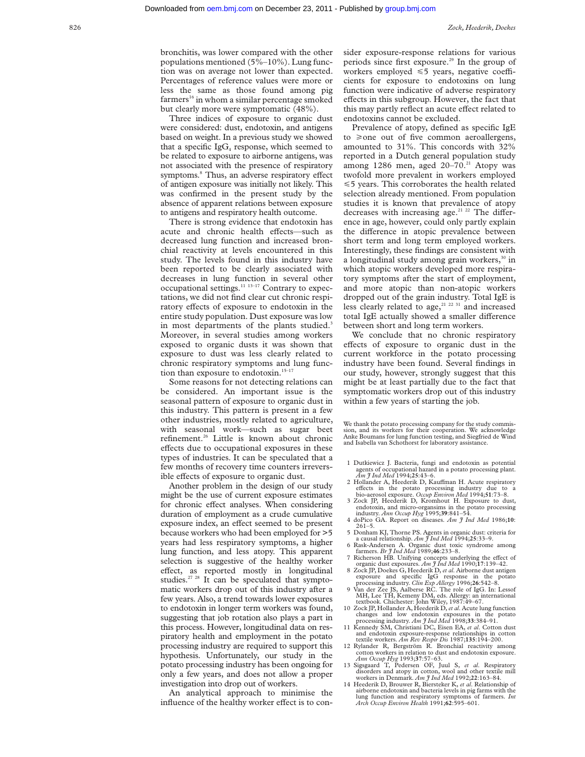bronchitis, was lower compared with the other populations mentioned (5%–10%). Lung function was on average not lower than expected. Percentages of reference values were more or less the same as those found among pig farmers[16] in whom a similar percentage smoked but clearly more were symptomatic (48%).

Three indices of exposure to organic dust were considered: dust, endotoxin, and antigens based on weight. In a previous study we showed that a specific $IgG_4$ response, which seemed to be related to exposure to airborne antigens, was not associated with the presence of respiratory symptoms.[8] Thus, an adverse respiratory effect of antigen exposure was initially not likely. This was confirmed in the present study by the absence of apparent relations between exposure to antigens and respiratory health outcome.

There is strong evidence that endotoxin has acute and chronic health effects—such as decreased lung function and increased bronchial reactivity at levels encountered in this study. The levels found in this industry have been reported to be clearly associated with decreases in lung function in several other occupational settings.[11 13–17] Contrary to expectations, we did not find clear cut chronic respiratory effects of exposure to endotoxin in the entire study population. Dust exposure was low in most departments of the plants studied.[3] Moreover, in several studies among workers exposed to organic dusts it was shown that exposure to dust was less clearly related to chronic respiratory symptoms and lung function than exposure to endotoxin.[15–17]

Some reasons for not detecting relations can be considered. An important issue is the seasonal pattern of exposure to organic dust in this industry. This pattern is present in a few other industries, mostly related to agriculture, with seasonal work—such as sugar beet refinement.[26] Little is known about chronic effects due to occupational exposures in these types of industries. It can be speculated that a few months of recovery time counters irreversible effects of exposure to organic dust.

Another problem in the design of our study might be the use of current exposure estimates for chronic effect analyses. When considering duration of employment as a crude cumulative exposure index, an effect seemed to be present because workers who had been employed for >5 years had less respiratory symptoms, a higher lung function, and less atopy. This apparent selection is suggestive of the healthy worker effect, as reported mostly in longitudinal studies.[27 28] It can be speculated that symptomatic workers drop out of this industry after a few years. Also, a trend towards lower exposures to endotoxin in longer term workers was found, suggesting that job rotation also plays a part in this process. However, longitudinal data on respiratory health and employment in the potato processing industry are required to support this hypothesis. Unfortunately, our study in the potato processing industry has been ongoing for only a few years, and does not allow a proper investigation into drop out of workers.

An analytical approach to minimise the influence of the healthy worker effect is to consider exposure-response relations for various periods since first exposure.[29] In the group of workers employed ⩽5 years, negative coefficients for exposure to endotoxins on lung function were indicative of adverse respiratory effects in this subgroup. However, the fact that this may partly reflect an acute effect related to endotoxins cannot be excluded.

Prevalence of atopy, defined as specific IgE to ⩾one out of five common aeroallergens, amounted to 31%. This concords with 32% reported in a Dutch general population study among 1286 men, aged 20–70.[21] Atopy was twofold more prevalent in workers employed ⩽5 years. This corroborates the health related selection already mentioned. From population studies it is known that prevalence of atopy decreases with increasing age.[21 22] The difference in age, however, could only partly explain the difference in atopic prevalence between short term and long term employed workers. Interestingly, these findings are consistent with a longitudinal study among grain workers,[30] in which atopic workers developed more respiratory symptoms after the start of employment, and more atopic than non-atopic workers dropped out of the grain industry. Total IgE is less clearly related to age,[21 22 31] and increased total IgE actually showed a smaller difference between short and long term workers.

We conclude that no chronic respiratory effects of exposure to organic dust in the current workforce in the potato processing industry have been found. Several findings in our study, however, strongly suggest that this might be at least partially due to the fact that symptomatic workers drop out of this industry within a few years of starting the job.

We thank the potato processing company for the study commission, and its workers for their cooperation. We acknowledge Anke Boumans for lung function testing, and Siegfried de Wind and Isabella van Schothorst for laboratory assistance.

1. Dutkiewicz J. Bacteria, fungi and endotoxin as potential agents of occupational hazard in a potato processing plant. *Am J Ind Med* 1994;**25**:43–6.
2. Hollander A, Heederik D, Kauffman H. Acute respiratory effects in the potato processing industry due to a bio-aerosol exposure. *Occup Environ Med* 1994;**51**:73–8.
3. Zock JP, Heederik D, Kromhout H. Exposure to dust, endotoxin, and micro-organsims in the potato processing industry. *Ann Occup Hyg* 1995;**39**:841–54.
4. doPico GA. Report on diseases. *Am J Ind Med* 1986;**10**:261–5.
5. Donham KJ, Thorne PS. Agents in organic dust: criteria for a causal relationship. *Am J Ind Med* 1994;**25**:33–9.
6. Rask-Andersen A. Organic dust toxic syndrome among farmers. *Br J Ind Med* 1989;**46**:233–8.
7. Richerson HB. Unifying concepts underlying the effect of organic dust exposures. *Am J Ind Med* 1990;**17**:139–42.
8. Zock JP, Doekes G, Heederik D, *et al*. Airborne dust antigen exposure and specific IgG response in the potato processing industry. *Clin Exp Allergy* 1996;**26**:542–8.
9. Van der Zee JS, Aalberse RC. The role of IgG. In: Lessof MH, Lee TH, Kemeny DM, eds. Allergy: an international textbook. Chichester: John Wiley, 1987:49–67.
10. Zock JP, Hollander A, Heederik D, *et al*. Acute lung function changes and low endotoxin exposures in the potato processing industry. *Am J Ind Med* 1998;**33**:384–91.
11. Kennedy SM, Christiani DC, Eisen EA, *et al*. Cotton dust and endotoxin exposure-response relationships in cotton textile workers. *Am Rev Respir Dis* 1987;**135**:194–200.
12. Rylander R, Bergström R. Bronchial reactivity among cotton workers in relation to dust and endotoxin exposure. *Ann Occup Hyg* 1993;**37**:57–63.
13. Sigsgaard T, Pedersen OF, Juul S, *et al*. Respiratory disorders and atopy in cotton, wool and other textile mill workers in Denmark. *Am J Ind Med* 1992;**22**:163–84.
14. Heederik D, Brouwer R, Biersteker K, *et al*. Relationship of airborne endotoxin and bacteria levels in pig farms with the lung function and respiratory symptoms of farmers. *Int Arch Occup Environ Health* 1991;**62**:595–601.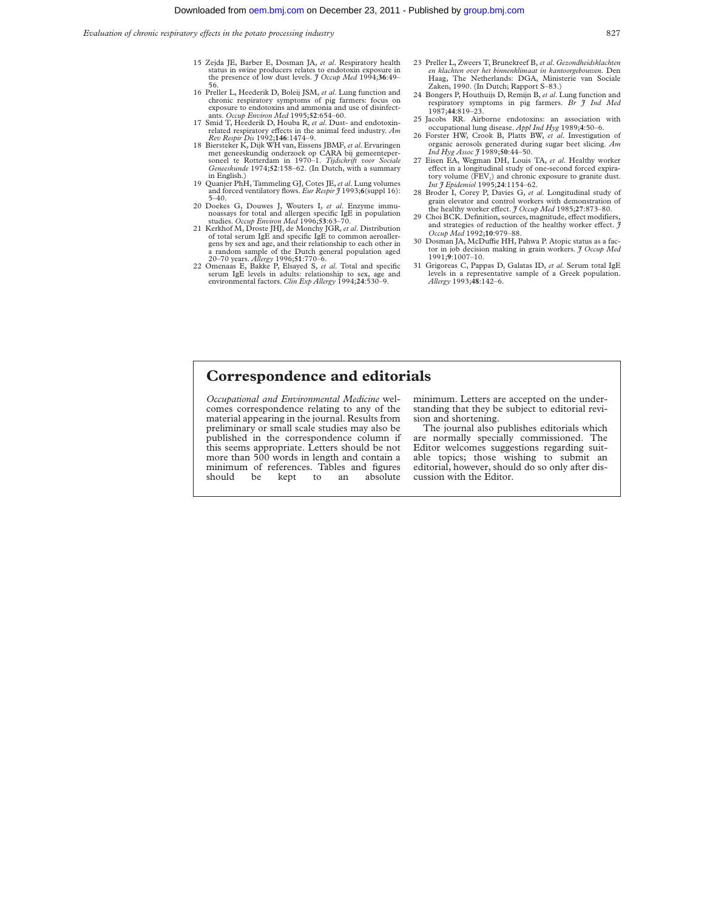15 Zejda JE, Barber E, Dosman JA, *et al*. Respiratory health status in swine producers relates to endotoxin exposure in the presence of low dust levels. *J Occup Med* 1994;**36**:49–56.

16 Preller L, Heederik D, Boleij JSM, *et al*. Lung function and chronic respiratory symptoms of pig farmers: focus on exposure to endotoxins and ammonia and use of disinfectants. *Occup Environ Med* 1995;**52**:654–60.

17 Smid T, Heederik D, Houba R, *et al*. Dust- and endotoxin-related respiratory effects in the animal feed industry. *Am Rev Respir Dis* 1992;**146**:1474–9.

18 Biersteker K, Dijk WH van, Eissens JBMF, *et al*. Ervaringen met geneeskundig onderzoek op CARA bij gemeentepersoneel te Rotterdam in 1970–1. *Tijdschrift voor Sociale Geneeskunde* 1974;**52**:158–62. (In Dutch, with a summary in English.)

19 Quanjer PhH, Tammeling GJ, Cotes JE, *et al*. Lung volumes and forced ventilatory flows. *Eur Respir J* 1993;**6**(suppl 16):5–40.

20 Doekes G, Douwes J, Wouters I, *et al*. Enzyme immunoassays for total and allergen specific IgE in population studies. *Occup Environ Med* 1996;**53**:63–70.

21 Kerkhof M, Droste JHJ, de Monchy JGR, *et al*. Distribution of total serum IgE and specific IgE to common aeroallergens by sex and age, and their relationship to each other in a random sample of the Dutch general population aged 20–70 years. *Allergy* 1996;**51**:770–6.

22 Omenaas E, Bakke P, Elsayed S, *et al*. Total and specific serum IgE levels in adults: relationship to sex, age and environmental factors. *Clin Exp Allergy* 1994;**24**:530–9.

23 Preller L, Zweers T, Brunekreef B, *et al*. *Gezondheidsklachten en klachten over het binnenklimaat in kantoorgebouwen*. Den Haag, The Netherlands: DGA, Ministerie van Sociale Zaken, 1990. (In Dutch; Rapport S–83.)

24 Bongers P, Houthuijs D, Remijn B, *et al*. Lung function and respiratory symptoms in pig farmers. *Br J Ind Med* 1987;**44**:819–23.

25 Jacobs RR. Airborne endotoxins: an association with occupational lung disease. *Appl Ind Hyg* 1989;**4**:50–6.

26 Forster HW, Crook B, Platts BW, *et al*. Investigation of organic aerosols generated during sugar beet slicing. *Am Ind Hyg Assoc J* 1989;**50**:44–50.

27 Eisen EA, Wegman DH, Louis TA, *et al*. Healthy worker effect in a longitudinal study of one-second forced expiratory volume ($FEV_1$) and chronic exposure to granite dust. *Int J Epidemiol* 1995;**24**:1154–62.

28 Broder I, Corey P, Davies G, *et al*. Longitudinal study of grain elevator and control workers with demonstration of the healthy worker effect. *J Occup Med* 1985;**27**:873–80.

29 Choi BCK. Definition, sources, magnitude, effect modifiers, and strategies of reduction of the healthy worker effect. *J Occup Med* 1992;**10**:979–88.

30 Dosman JA, McDuffie HH, Pahwa P. Atopic status as a factor in job decision making in grain workers. *J Occup Med* 1991;**9**:1007–10.

31 Grigoreas C, Pappas D, Galatas ID, *et al*. Serum total IgE levels in a representative sample of a Greek population. *Allergy* 1993;**48**:142–6.

## Correspondence and editorials

*Occupational and Environmental Medicine* welcomes correspondence relating to any of the material appearing in the journal. Results from preliminary or small scale studies may also be published in the correspondence column if this seems appropriate. Letters should be not more than 500 words in length and contain a minimum of references. Tables and figures should be kept to an absolute minimum. Letters are accepted on the understanding that they be subject to editorial revision and shortening.

The journal also publishes editorials which are normally specially commissioned. The Editor welcomes suggestions regarding suitable topics; those wishing to submit an editorial, however, should do so only after discussion with the Editor.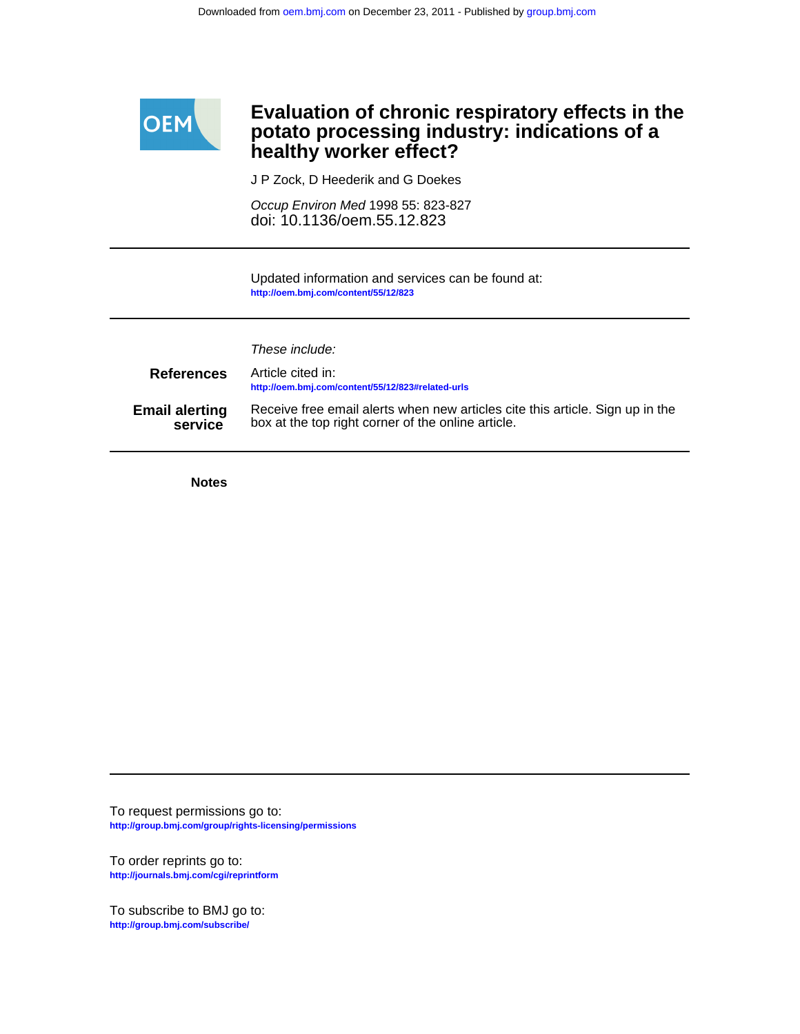Downloaded from oem.bmj.com on December 23, 2011 - Published by group.bmj.com

OEM

# Evaluation of chronic respiratory effects in the potato processing industry: indications of a healthy worker effect?

J P Zock, D Heederik and G Doekes

*Occup Environ Med* 1998 55: 823-827
doi: 10.1136/oem.55.12.823

Updated information and services can be found at:
http://oem.bmj.com/content/55/12/823

*These include:*

**References**

Article cited in:
http://oem.bmj.com/content/55/12/823#related-urls

**Email alerting service**

Receive free email alerts when new articles cite this article. Sign up in the box at the top right corner of the online article.

**Notes**

To request permissions go to:
http://group.bmj.com/group/rights-licensing/permissions

To order reprints go to:
http://journals.bmj.com/cgi/reprintform

To subscribe to BMJ go to:
http://group.bmj.com/subscribe/